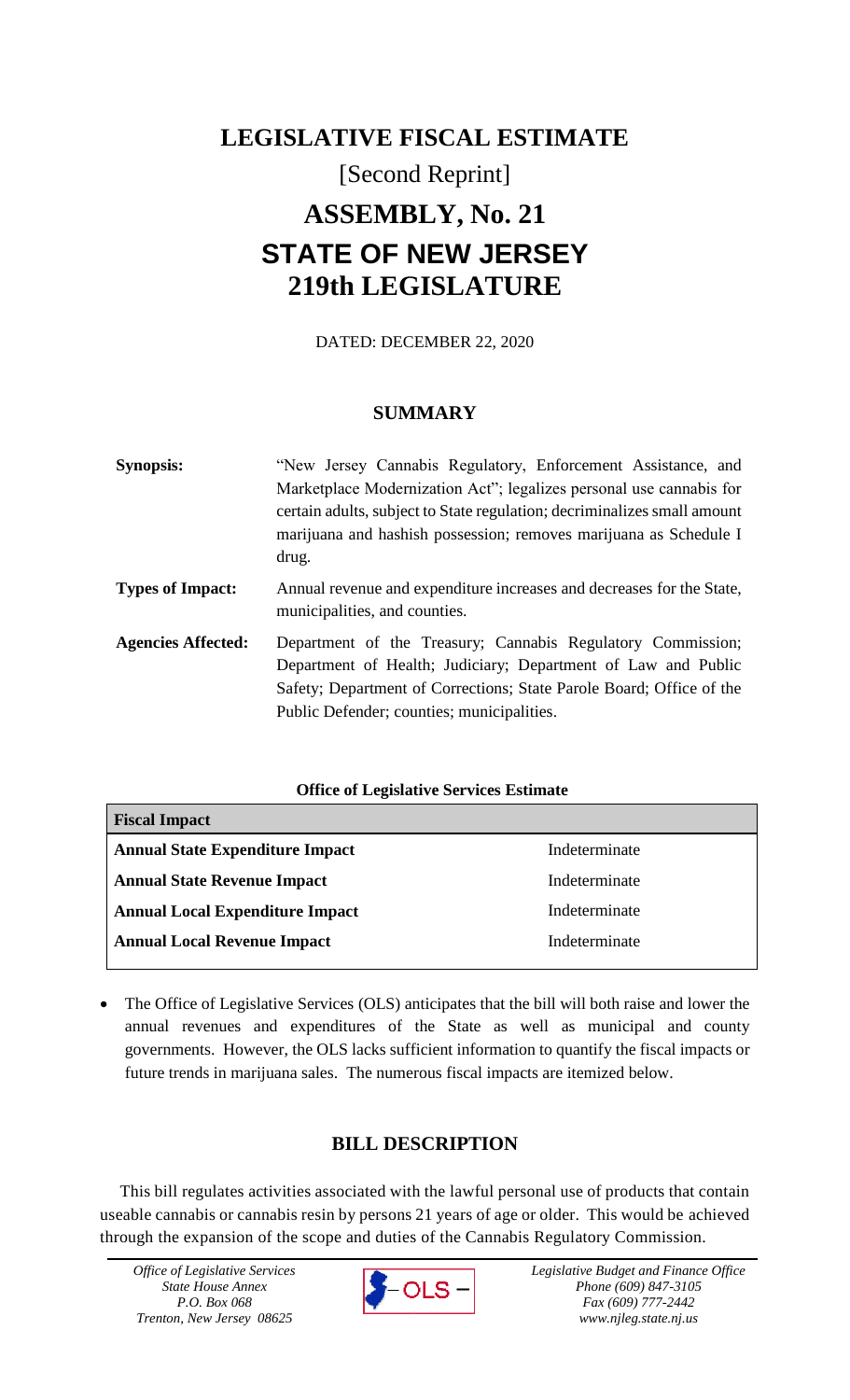# LEGISLATIVE FISCAL ESTIMATE

[Second Reprint]

# ASSEMBLY, No. 21

# STATE OF NEW JERSEY

# 219th LEGISLATURE

DATED: DECEMBER 22, 2020

## SUMMARY

**Synopsis:** "New Jersey Cannabis Regulatory, Enforcement Assistance, and Marketplace Modernization Act"; legalizes personal use cannabis for certain adults, subject to State regulation; decriminalizes small amount marijuana and hashish possession; removes marijuana as Schedule I drug.

**Types of Impact:** Annual revenue and expenditure increases and decreases for the State, municipalities, and counties.

**Agencies Affected:** Department of the Treasury; Cannabis Regulatory Commission; Department of Health; Judiciary; Department of Law and Public Safety; Department of Corrections; State Parole Board; Office of the Public Defender; counties; municipalities.

**Office of Legislative Services Estimate**

| Fiscal Impact | |
|---|---|
| **Annual State Expenditure Impact** | Indeterminate |
| **Annual State Revenue Impact** | Indeterminate |
| **Annual Local Expenditure Impact** | Indeterminate |
| **Annual Local Revenue Impact** | Indeterminate |

- The Office of Legislative Services (OLS) anticipates that the bill will both raise and lower the annual revenues and expenditures of the State as well as municipal and county governments. However, the OLS lacks sufficient information to quantify the fiscal impacts or future trends in marijuana sales. The numerous fiscal impacts are itemized below.

## BILL DESCRIPTION

This bill regulates activities associated with the lawful personal use of products that contain useable cannabis or cannabis resin by persons 21 years of age or older. This would be achieved through the expansion of the scope and duties of the Cannabis Regulatory Commission.

*Office of Legislative Services*
*State House Annex*
*P.O. Box 068*
*Trenton, New Jersey 08625*

*Legislative Budget and Finance Office*
*Phone (609) 847-3105*
*Fax (609) 777-2442*
*www.njleg.state.nj.us*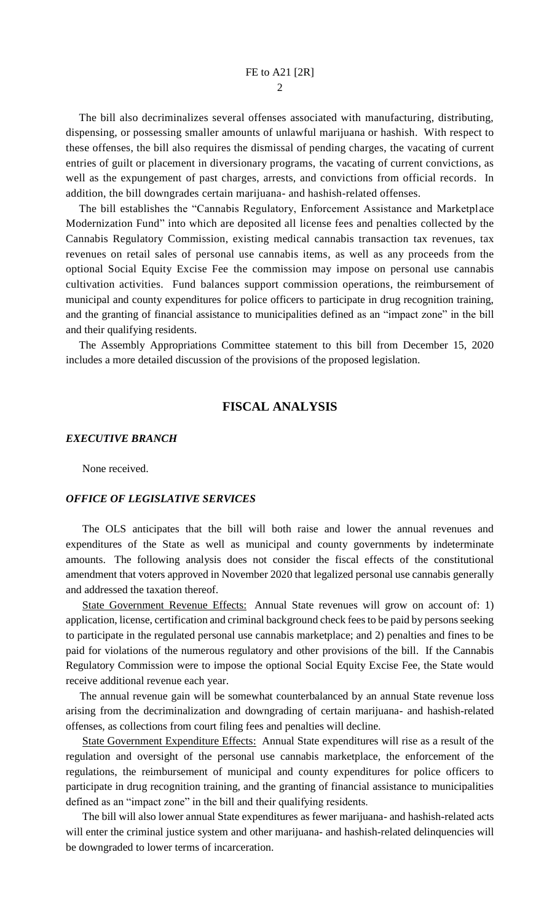The bill also decriminalizes several offenses associated with manufacturing, distributing, dispensing, or possessing smaller amounts of unlawful marijuana or hashish. With respect to these offenses, the bill also requires the dismissal of pending charges, the vacating of current entries of guilt or placement in diversionary programs, the vacating of current convictions, as well as the expungement of past charges, arrests, and convictions from official records. In addition, the bill downgrades certain marijuana- and hashish-related offenses.

The bill establishes the "Cannabis Regulatory, Enforcement Assistance and Marketplace Modernization Fund" into which are deposited all license fees and penalties collected by the Cannabis Regulatory Commission, existing medical cannabis transaction tax revenues, tax revenues on retail sales of personal use cannabis items, as well as any proceeds from the optional Social Equity Excise Fee the commission may impose on personal use cannabis cultivation activities. Fund balances support commission operations, the reimbursement of municipal and county expenditures for police officers to participate in drug recognition training, and the granting of financial assistance to municipalities defined as an "impact zone" in the bill and their qualifying residents.

The Assembly Appropriations Committee statement to this bill from December 15, 2020 includes a more detailed discussion of the provisions of the proposed legislation.

## FISCAL ANALYSIS

### *EXECUTIVE BRANCH*

None received.

### *OFFICE OF LEGISLATIVE SERVICES*

The OLS anticipates that the bill will both raise and lower the annual revenues and expenditures of the State as well as municipal and county governments by indeterminate amounts. The following analysis does not consider the fiscal effects of the constitutional amendment that voters approved in November 2020 that legalized personal use cannabis generally and addressed the taxation thereof.

State Government Revenue Effects: Annual State revenues will grow on account of: 1) application, license, certification and criminal background check fees to be paid by persons seeking to participate in the regulated personal use cannabis marketplace; and 2) penalties and fines to be paid for violations of the numerous regulatory and other provisions of the bill. If the Cannabis Regulatory Commission were to impose the optional Social Equity Excise Fee, the State would receive additional revenue each year.

The annual revenue gain will be somewhat counterbalanced by an annual State revenue loss arising from the decriminalization and downgrading of certain marijuana- and hashish-related offenses, as collections from court filing fees and penalties will decline.

State Government Expenditure Effects: Annual State expenditures will rise as a result of the regulation and oversight of the personal use cannabis marketplace, the enforcement of the regulations, the reimbursement of municipal and county expenditures for police officers to participate in drug recognition training, and the granting of financial assistance to municipalities defined as an "impact zone" in the bill and their qualifying residents.

The bill will also lower annual State expenditures as fewer marijuana- and hashish-related acts will enter the criminal justice system and other marijuana- and hashish-related delinquencies will be downgraded to lower terms of incarceration.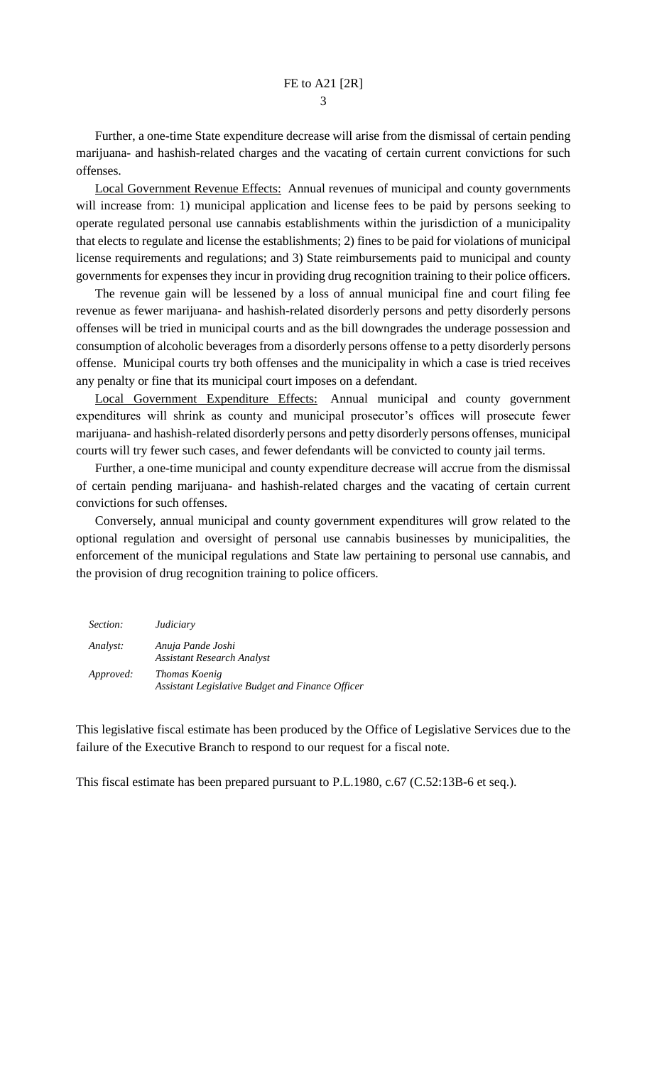Further, a one-time State expenditure decrease will arise from the dismissal of certain pending marijuana- and hashish-related charges and the vacating of certain current convictions for such offenses.

Local Government Revenue Effects: Annual revenues of municipal and county governments will increase from: 1) municipal application and license fees to be paid by persons seeking to operate regulated personal use cannabis establishments within the jurisdiction of a municipality that elects to regulate and license the establishments; 2) fines to be paid for violations of municipal license requirements and regulations; and 3) State reimbursements paid to municipal and county governments for expenses they incur in providing drug recognition training to their police officers.

The revenue gain will be lessened by a loss of annual municipal fine and court filing fee revenue as fewer marijuana- and hashish-related disorderly persons and petty disorderly persons offenses will be tried in municipal courts and as the bill downgrades the underage possession and consumption of alcoholic beverages from a disorderly persons offense to a petty disorderly persons offense. Municipal courts try both offenses and the municipality in which a case is tried receives any penalty or fine that its municipal court imposes on a defendant.

Local Government Expenditure Effects: Annual municipal and county government expenditures will shrink as county and municipal prosecutor's offices will prosecute fewer marijuana- and hashish-related disorderly persons and petty disorderly persons offenses, municipal courts will try fewer such cases, and fewer defendants will be convicted to county jail terms.

Further, a one-time municipal and county expenditure decrease will accrue from the dismissal of certain pending marijuana- and hashish-related charges and the vacating of certain current convictions for such offenses.

Conversely, annual municipal and county government expenditures will grow related to the optional regulation and oversight of personal use cannabis businesses by municipalities, the enforcement of the municipal regulations and State law pertaining to personal use cannabis, and the provision of drug recognition training to police officers.

| | |
|---|---|
| *Section:* | *Judiciary* |
| *Analyst:* | *Anuja Pande Joshi*<br>*Assistant Research Analyst* |
| *Approved:* | *Thomas Koenig*<br>*Assistant Legislative Budget and Finance Officer* |

This legislative fiscal estimate has been produced by the Office of Legislative Services due to the failure of the Executive Branch to respond to our request for a fiscal note.

This fiscal estimate has been prepared pursuant to P.L.1980, c.67 (C.52:13B-6 et seq.).